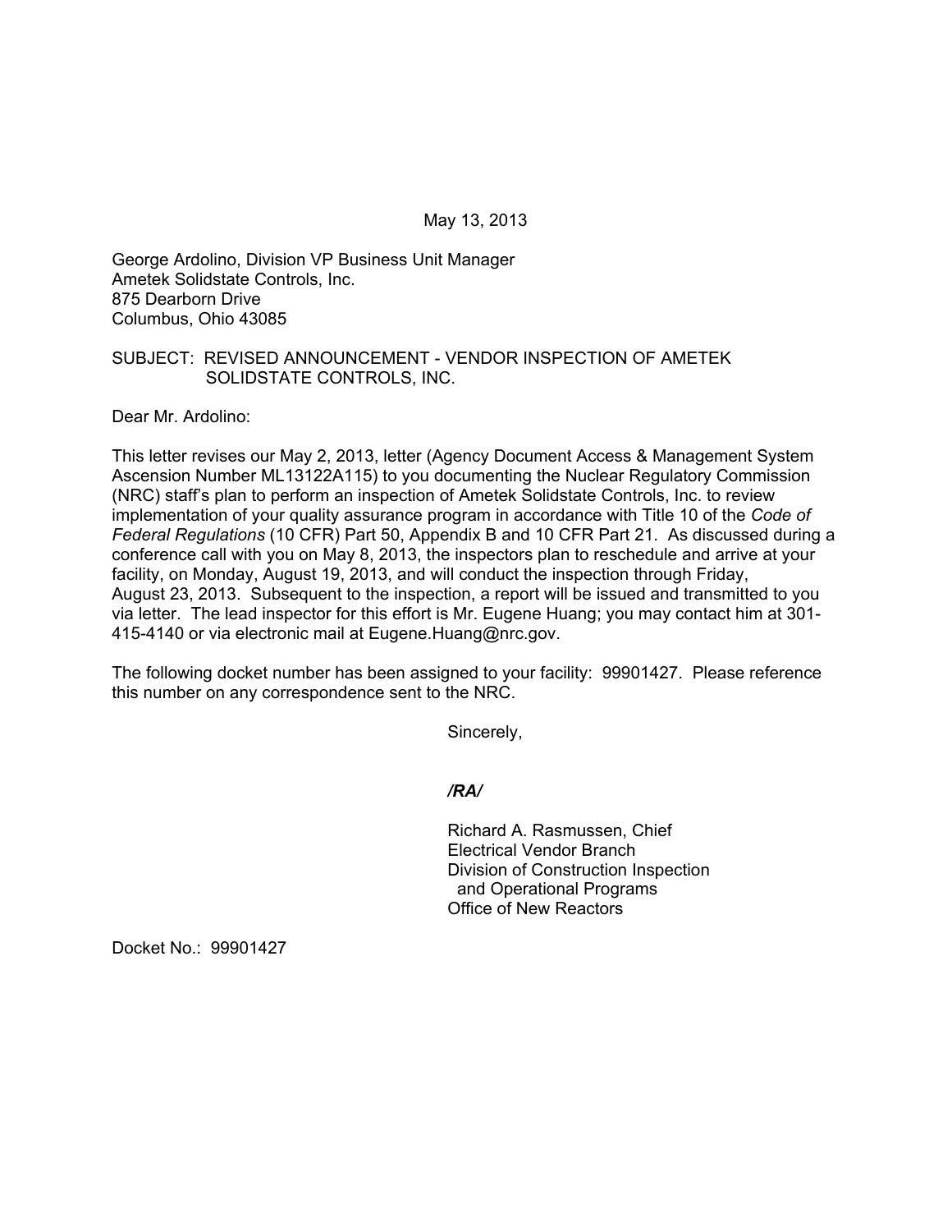May 13, 2013

George Ardolino, Division VP Business Unit Manager
Ametek Solidstate Controls, Inc.
875 Dearborn Drive
Columbus, Ohio 43085

SUBJECT: REVISED ANNOUNCEMENT - VENDOR INSPECTION OF AMETEK SOLIDSTATE CONTROLS, INC.

Dear Mr. Ardolino:

This letter revises our May 2, 2013, letter (Agency Document Access & Management System Ascension Number ML13122A115) to you documenting the Nuclear Regulatory Commission (NRC) staff's plan to perform an inspection of Ametek Solidstate Controls, Inc. to review implementation of your quality assurance program in accordance with Title 10 of the *Code of Federal Regulations* (10 CFR) Part 50, Appendix B and 10 CFR Part 21. As discussed during a conference call with you on May 8, 2013, the inspectors plan to reschedule and arrive at your facility, on Monday, August 19, 2013, and will conduct the inspection through Friday, August 23, 2013. Subsequent to the inspection, a report will be issued and transmitted to you via letter. The lead inspector for this effort is Mr. Eugene Huang; you may contact him at 301-415-4140 or via electronic mail at Eugene.Huang@nrc.gov.

The following docket number has been assigned to your facility: 99901427. Please reference this number on any correspondence sent to the NRC.

Sincerely,

*/RA/*

Richard A. Rasmussen, Chief
Electrical Vendor Branch
Division of Construction Inspection
and Operational Programs
Office of New Reactors

Docket No.: 99901427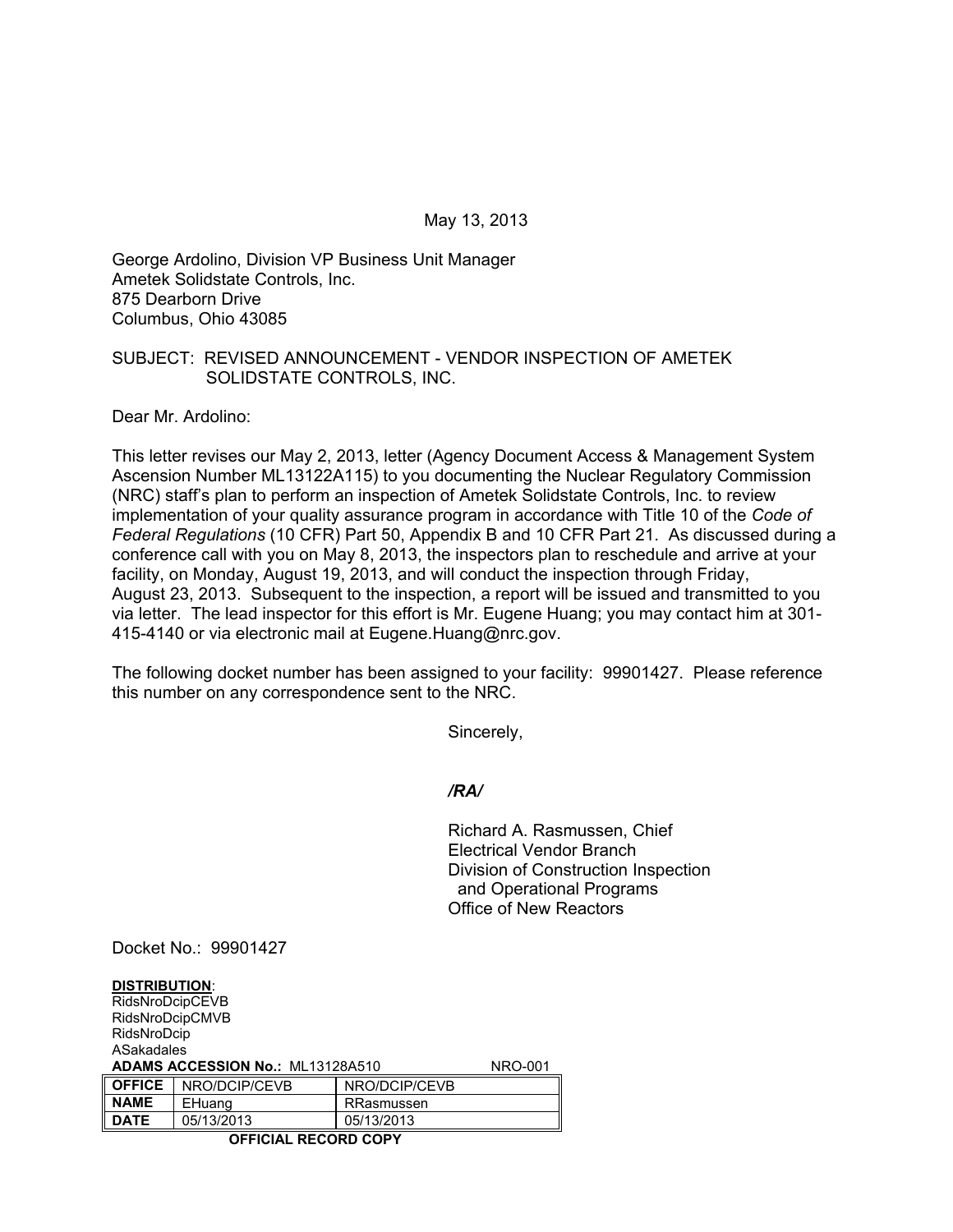May 13, 2013

George Ardolino, Division VP Business Unit Manager
Ametek Solidstate Controls, Inc.
875 Dearborn Drive
Columbus, Ohio 43085

SUBJECT: REVISED ANNOUNCEMENT - VENDOR INSPECTION OF AMETEK SOLIDSTATE CONTROLS, INC.

Dear Mr. Ardolino:

This letter revises our May 2, 2013, letter (Agency Document Access & Management System Ascension Number ML13122A115) to you documenting the Nuclear Regulatory Commission (NRC) staff's plan to perform an inspection of Ametek Solidstate Controls, Inc. to review implementation of your quality assurance program in accordance with Title 10 of the *Code of Federal Regulations* (10 CFR) Part 50, Appendix B and 10 CFR Part 21. As discussed during a conference call with you on May 8, 2013, the inspectors plan to reschedule and arrive at your facility, on Monday, August 19, 2013, and will conduct the inspection through Friday, August 23, 2013. Subsequent to the inspection, a report will be issued and transmitted to you via letter. The lead inspector for this effort is Mr. Eugene Huang; you may contact him at 301-415-4140 or via electronic mail at Eugene.Huang@nrc.gov.

The following docket number has been assigned to your facility: 99901427. Please reference this number on any correspondence sent to the NRC.

Sincerely,

*/RA/*

Richard A. Rasmussen, Chief
Electrical Vendor Branch
Division of Construction Inspection
and Operational Programs
Office of New Reactors

Docket No.: 99901427

**DISTRIBUTION**:
RidsNroDcipCEVB
RidsNroDcipCMVB
RidsNroDcip
ASakadales

**ADAMS ACCESSION No.:** ML13128A510 NRO-001

| **OFFICE** | NRO/DCIP/CEVB | NRO/DCIP/CEVB |
|---|---|---|
| **NAME** | EHuang | RRasmussen |
| **DATE** | 05/13/2013 | 05/13/2013 |

**OFFICIAL RECORD COPY**